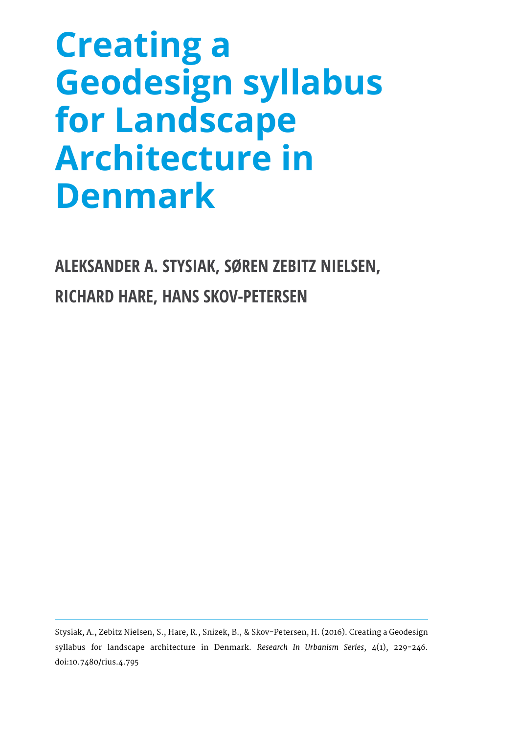# Creating a Geodesign syllabus for Landscape Architecture in Denmark

**ALEKSANDER A. STYSIAK, SØREN ZEBITZ NIELSEN, RICHARD HARE, HANS SKOV-PETERSEN**

---

Stysiak, A., Zebitz Nielsen, S., Hare, R., Snizek, B., & Skov-Petersen, H. (2016). Creating a Geodesign syllabus for landscape architecture in Denmark. *Research In Urbanism Series*, 4(1), 229-246. doi:10.7480/rius.4.795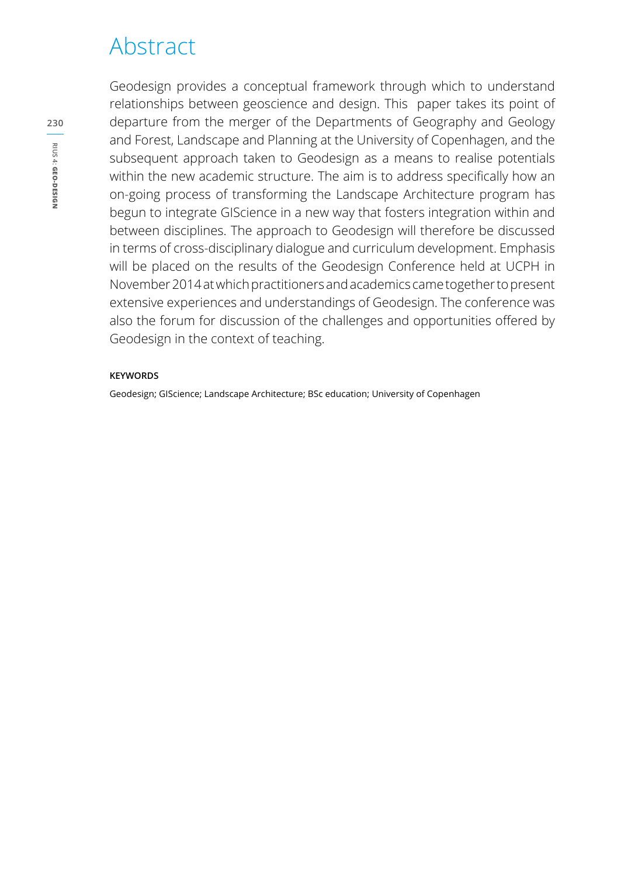# Abstract

Geodesign provides a conceptual framework through which to understand relationships between geoscience and design. This  paper takes its point of departure from the merger of the Departments of Geography and Geology and Forest, Landscape and Planning at the University of Copenhagen, and the subsequent approach taken to Geodesign as a means to realise potentials within the new academic structure. The aim is to address specifically how an on-going process of transforming the Landscape Architecture program has begun to integrate GIScience in a new way that fosters integration within and between disciplines. The approach to Geodesign will therefore be discussed in terms of cross-disciplinary dialogue and curriculum development. Emphasis will be placed on the results of the Geodesign Conference held at UCPH in November 2014 at which practitioners and academics came together to present extensive experiences and understandings of Geodesign. The conference was also the forum for discussion of the challenges and opportunities offered by Geodesign in the context of teaching.

**KEYWORDS**

Geodesign; GIScience; Landscape Architecture; BSc education; University of Copenhagen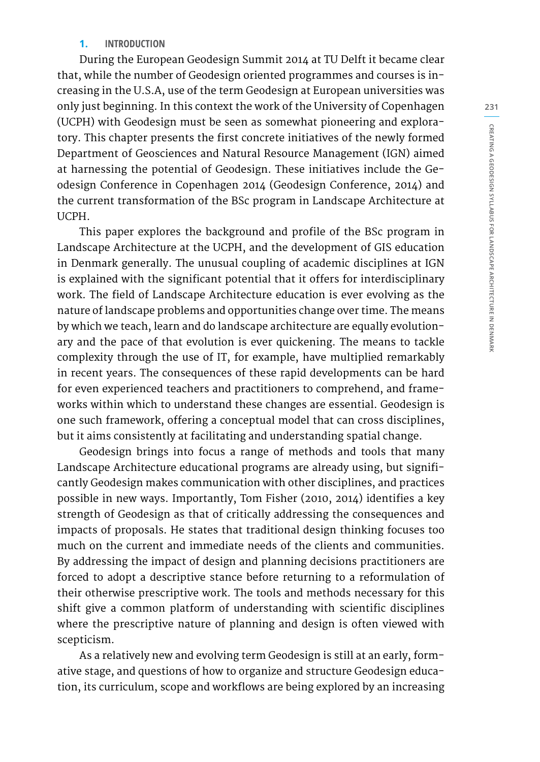## 1. INTRODUCTION

During the European Geodesign Summit 2014 at TU Delft it became clear that, while the number of Geodesign oriented programmes and courses is increasing in the U.S.A, use of the term Geodesign at European universities was only just beginning. In this context the work of the University of Copenhagen (UCPH) with Geodesign must be seen as somewhat pioneering and exploratory. This chapter presents the first concrete initiatives of the newly formed Department of Geosciences and Natural Resource Management (IGN) aimed at harnessing the potential of Geodesign. These initiatives include the Geodesign Conference in Copenhagen 2014 (Geodesign Conference, 2014) and the current transformation of the BSc program in Landscape Architecture at UCPH.

This paper explores the background and profile of the BSc program in Landscape Architecture at the UCPH, and the development of GIS education in Denmark generally. The unusual coupling of academic disciplines at IGN is explained with the significant potential that it offers for interdisciplinary work. The field of Landscape Architecture education is ever evolving as the nature of landscape problems and opportunities change over time. The means by which we teach, learn and do landscape architecture are equally evolutionary and the pace of that evolution is ever quickening. The means to tackle complexity through the use of IT, for example, have multiplied remarkably in recent years. The consequences of these rapid developments can be hard for even experienced teachers and practitioners to comprehend, and frameworks within which to understand these changes are essential. Geodesign is one such framework, offering a conceptual model that can cross disciplines, but it aims consistently at facilitating and understanding spatial change.

Geodesign brings into focus a range of methods and tools that many Landscape Architecture educational programs are already using, but significantly Geodesign makes communication with other disciplines, and practices possible in new ways. Importantly, Tom Fisher (2010, 2014) identifies a key strength of Geodesign as that of critically addressing the consequences and impacts of proposals. He states that traditional design thinking focuses too much on the current and immediate needs of the clients and communities. By addressing the impact of design and planning decisions practitioners are forced to adopt a descriptive stance before returning to a reformulation of their otherwise prescriptive work. The tools and methods necessary for this shift give a common platform of understanding with scientific disciplines where the prescriptive nature of planning and design is often viewed with scepticism.

As a relatively new and evolving term Geodesign is still at an early, formative stage, and questions of how to organize and structure Geodesign education, its curriculum, scope and workflows are being explored by an increasing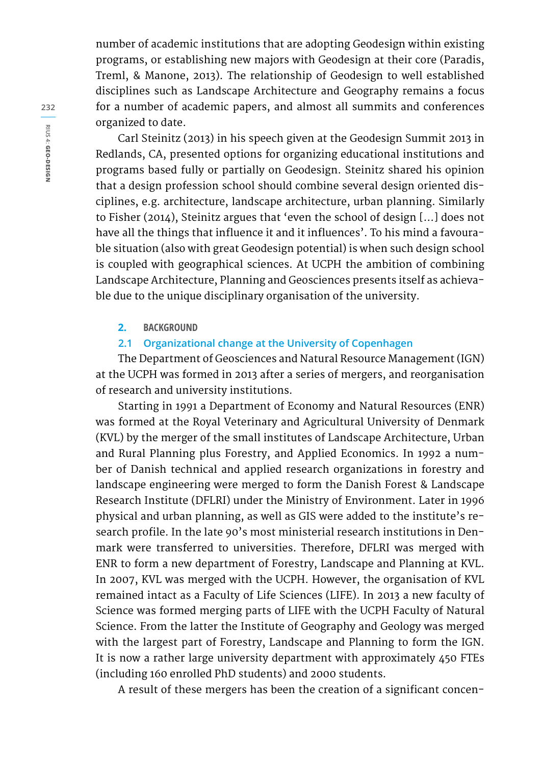number of academic institutions that are adopting Geodesign within existing programs, or establishing new majors with Geodesign at their core (Paradis, Treml, & Manone, 2013). The relationship of Geodesign to well established disciplines such as Landscape Architecture and Geography remains a focus for a number of academic papers, and almost all summits and conferences organized to date.

Carl Steinitz (2013) in his speech given at the Geodesign Summit 2013 in Redlands, CA, presented options for organizing educational institutions and programs based fully or partially on Geodesign. Steinitz shared his opinion that a design profession school should combine several design oriented disciplines, e.g. architecture, landscape architecture, urban planning. Similarly to Fisher (2014), Steinitz argues that 'even the school of design [...] does not have all the things that influence it and it influences'. To his mind a favourable situation (also with great Geodesign potential) is when such design school is coupled with geographical sciences. At UCPH the ambition of combining Landscape Architecture, Planning and Geosciences presents itself as achievable due to the unique disciplinary organisation of the university.

## 2. BACKGROUND

### 2.1 Organizational change at the University of Copenhagen

The Department of Geosciences and Natural Resource Management (IGN) at the UCPH was formed in 2013 after a series of mergers, and reorganisation of research and university institutions.

Starting in 1991 a Department of Economy and Natural Resources (ENR) was formed at the Royal Veterinary and Agricultural University of Denmark (KVL) by the merger of the small institutes of Landscape Architecture, Urban and Rural Planning plus Forestry, and Applied Economics. In 1992 a number of Danish technical and applied research organizations in forestry and landscape engineering were merged to form the Danish Forest & Landscape Research Institute (DFLRI) under the Ministry of Environment. Later in 1996 physical and urban planning, as well as GIS were added to the institute's research profile. In the late 90's most ministerial research institutions in Denmark were transferred to universities. Therefore, DFLRI was merged with ENR to form a new department of Forestry, Landscape and Planning at KVL. In 2007, KVL was merged with the UCPH. However, the organisation of KVL remained intact as a Faculty of Life Sciences (LIFE). In 2013 a new faculty of Science was formed merging parts of LIFE with the UCPH Faculty of Natural Science. From the latter the Institute of Geography and Geology was merged with the largest part of Forestry, Landscape and Planning to form the IGN. It is now a rather large university department with approximately 450 FTEs (including 160 enrolled PhD students) and 2000 students.

A result of these mergers has been the creation of a significant concen-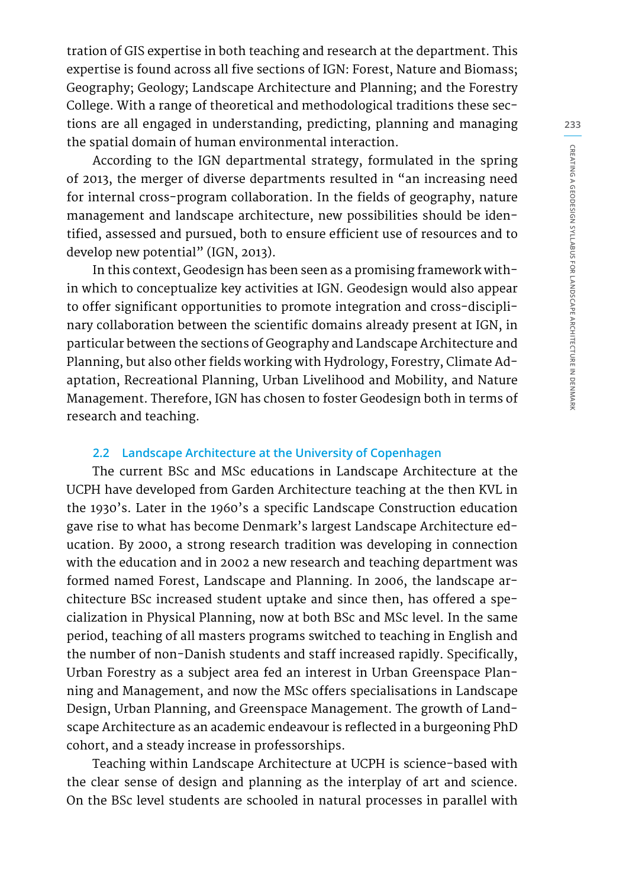tration of GIS expertise in both teaching and research at the department. This expertise is found across all five sections of IGN: Forest, Nature and Biomass; Geography; Geology; Landscape Architecture and Planning; and the Forestry College. With a range of theoretical and methodological traditions these sections are all engaged in understanding, predicting, planning and managing the spatial domain of human environmental interaction.

According to the IGN departmental strategy, formulated in the spring of 2013, the merger of diverse departments resulted in "an increasing need for internal cross-program collaboration. In the fields of geography, nature management and landscape architecture, new possibilities should be identified, assessed and pursued, both to ensure efficient use of resources and to develop new potential" (IGN, 2013).

In this context, Geodesign has been seen as a promising framework within which to conceptualize key activities at IGN. Geodesign would also appear to offer significant opportunities to promote integration and cross-disciplinary collaboration between the scientific domains already present at IGN, in particular between the sections of Geography and Landscape Architecture and Planning, but also other fields working with Hydrology, Forestry, Climate Adaptation, Recreational Planning, Urban Livelihood and Mobility, and Nature Management. Therefore, IGN has chosen to foster Geodesign both in terms of research and teaching.

### 2.2 Landscape Architecture at the University of Copenhagen

The current BSc and MSc educations in Landscape Architecture at the UCPH have developed from Garden Architecture teaching at the then KVL in the 1930's. Later in the 1960's a specific Landscape Construction education gave rise to what has become Denmark's largest Landscape Architecture education. By 2000, a strong research tradition was developing in connection with the education and in 2002 a new research and teaching department was formed named Forest, Landscape and Planning. In 2006, the landscape architecture BSc increased student uptake and since then, has offered a specialization in Physical Planning, now at both BSc and MSc level. In the same period, teaching of all masters programs switched to teaching in English and the number of non-Danish students and staff increased rapidly. Specifically, Urban Forestry as a subject area fed an interest in Urban Greenspace Planning and Management, and now the MSc offers specialisations in Landscape Design, Urban Planning, and Greenspace Management. The growth of Landscape Architecture as an academic endeavour is reflected in a burgeoning PhD cohort, and a steady increase in professorships.

Teaching within Landscape Architecture at UCPH is science-based with the clear sense of design and planning as the interplay of art and science. On the BSc level students are schooled in natural processes in parallel with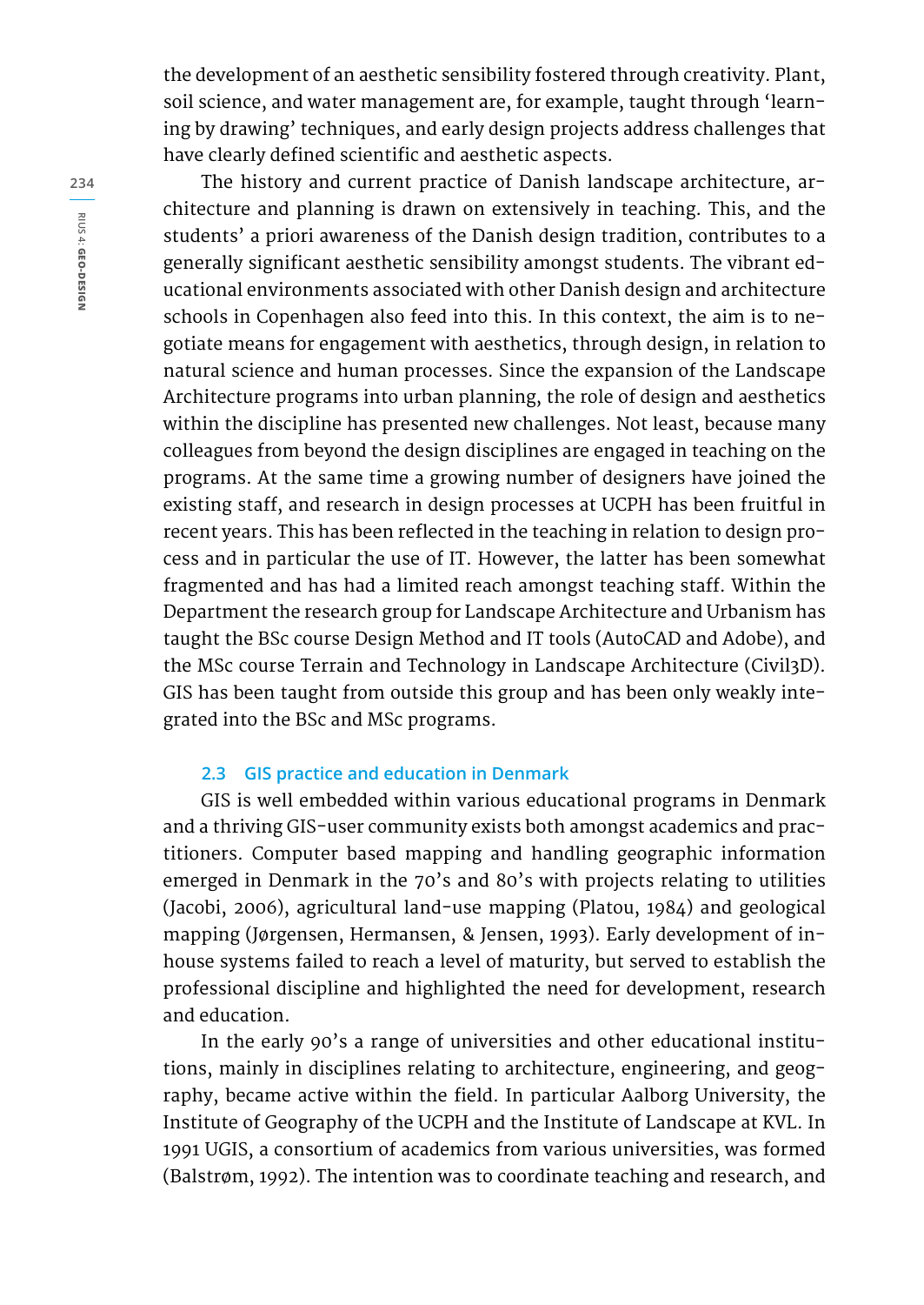the development of an aesthetic sensibility fostered through creativity. Plant, soil science, and water management are, for example, taught through 'learning by drawing' techniques, and early design projects address challenges that have clearly defined scientific and aesthetic aspects.

The history and current practice of Danish landscape architecture, architecture and planning is drawn on extensively in teaching. This, and the students' a priori awareness of the Danish design tradition, contributes to a generally significant aesthetic sensibility amongst students. The vibrant educational environments associated with other Danish design and architecture schools in Copenhagen also feed into this. In this context, the aim is to negotiate means for engagement with aesthetics, through design, in relation to natural science and human processes. Since the expansion of the Landscape Architecture programs into urban planning, the role of design and aesthetics within the discipline has presented new challenges. Not least, because many colleagues from beyond the design disciplines are engaged in teaching on the programs. At the same time a growing number of designers have joined the existing staff, and research in design processes at UCPH has been fruitful in recent years. This has been reflected in the teaching in relation to design process and in particular the use of IT. However, the latter has been somewhat fragmented and has had a limited reach amongst teaching staff. Within the Department the research group for Landscape Architecture and Urbanism has taught the BSc course Design Method and IT tools (AutoCAD and Adobe), and the MSc course Terrain and Technology in Landscape Architecture (Civil3D). GIS has been taught from outside this group and has been only weakly integrated into the BSc and MSc programs.

### 2.3 GIS practice and education in Denmark

GIS is well embedded within various educational programs in Denmark and a thriving GIS-user community exists both amongst academics and practitioners. Computer based mapping and handling geographic information emerged in Denmark in the 70's and 80's with projects relating to utilities (Jacobi, 2006), agricultural land-use mapping (Platou, 1984) and geological mapping (Jørgensen, Hermansen, & Jensen, 1993). Early development of in-house systems failed to reach a level of maturity, but served to establish the professional discipline and highlighted the need for development, research and education.

In the early 90's a range of universities and other educational institutions, mainly in disciplines relating to architecture, engineering, and geography, became active within the field. In particular Aalborg University, the Institute of Geography of the UCPH and the Institute of Landscape at KVL. In 1991 UGIS, a consortium of academics from various universities, was formed (Balstrøm, 1992). The intention was to coordinate teaching and research, and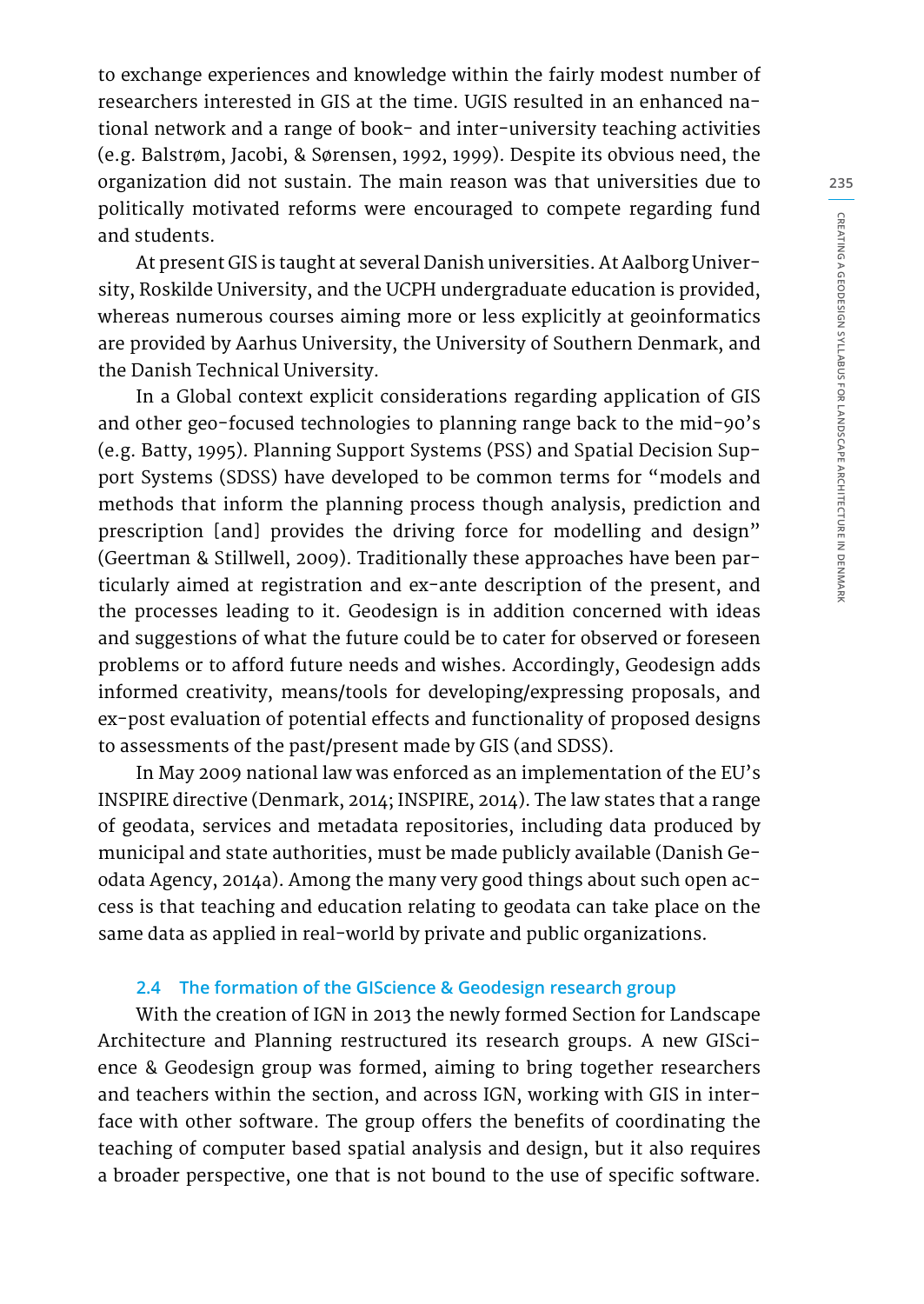to exchange experiences and knowledge within the fairly modest number of researchers interested in GIS at the time. UGIS resulted in an enhanced national network and a range of book- and inter-university teaching activities (e.g. Balstrøm, Jacobi, & Sørensen, 1992, 1999). Despite its obvious need, the organization did not sustain. The main reason was that universities due to politically motivated reforms were encouraged to compete regarding fund and students.

At present GIS is taught at several Danish universities. At Aalborg University, Roskilde University, and the UCPH undergraduate education is provided, whereas numerous courses aiming more or less explicitly at geoinformatics are provided by Aarhus University, the University of Southern Denmark, and the Danish Technical University.

In a Global context explicit considerations regarding application of GIS and other geo-focused technologies to planning range back to the mid-90's (e.g. Batty, 1995). Planning Support Systems (PSS) and Spatial Decision Support Systems (SDSS) have developed to be common terms for "models and methods that inform the planning process though analysis, prediction and prescription [and] provides the driving force for modelling and design" (Geertman & Stillwell, 2009). Traditionally these approaches have been particularly aimed at registration and ex-ante description of the present, and the processes leading to it. Geodesign is in addition concerned with ideas and suggestions of what the future could be to cater for observed or foreseen problems or to afford future needs and wishes. Accordingly, Geodesign adds informed creativity, means/tools for developing/expressing proposals, and ex-post evaluation of potential effects and functionality of proposed designs to assessments of the past/present made by GIS (and SDSS).

In May 2009 national law was enforced as an implementation of the EU's INSPIRE directive (Denmark, 2014; INSPIRE, 2014). The law states that a range of geodata, services and metadata repositories, including data produced by municipal and state authorities, must be made publicly available (Danish Geodata Agency, 2014a). Among the many very good things about such open access is that teaching and education relating to geodata can take place on the same data as applied in real-world by private and public organizations.

### 2.4 The formation of the GIScience & Geodesign research group

With the creation of IGN in 2013 the newly formed Section for Landscape Architecture and Planning restructured its research groups. A new GIScience & Geodesign group was formed, aiming to bring together researchers and teachers within the section, and across IGN, working with GIS in interface with other software. The group offers the benefits of coordinating the teaching of computer based spatial analysis and design, but it also requires a broader perspective, one that is not bound to the use of specific software.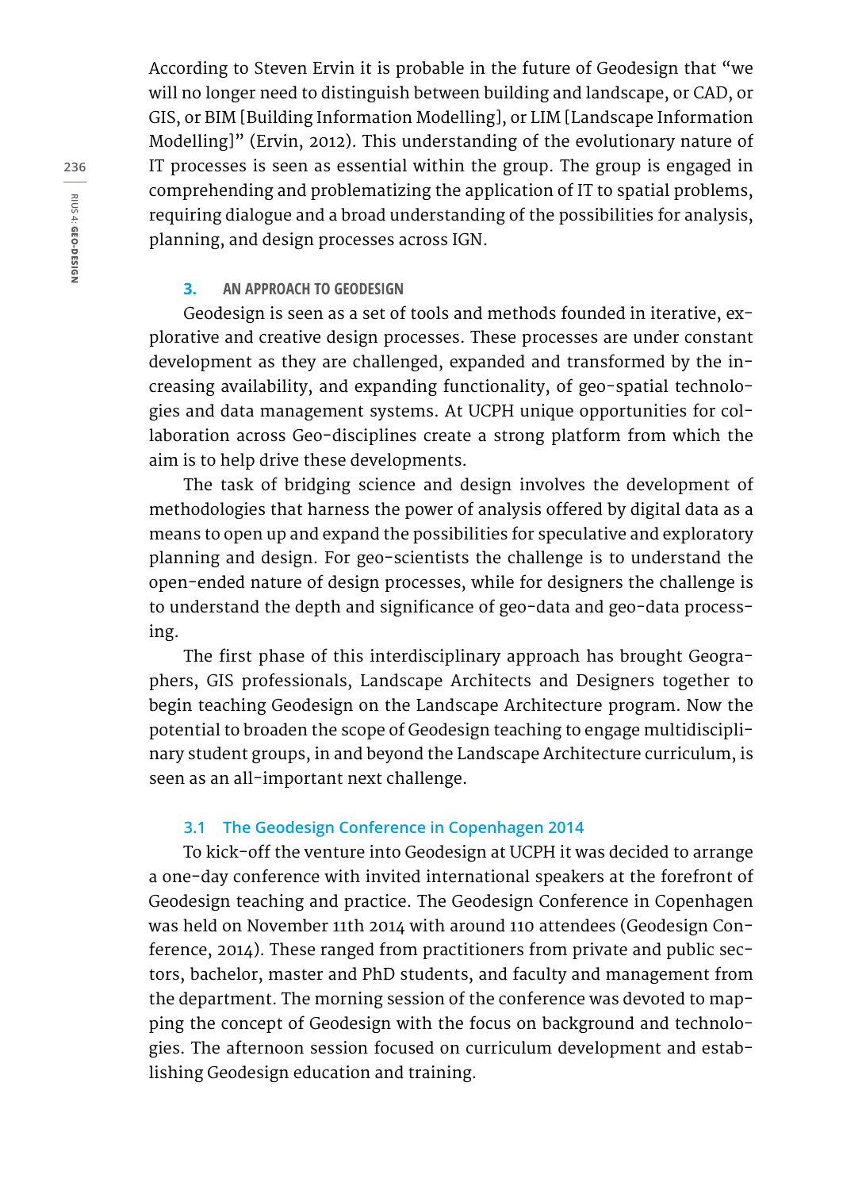According to Steven Ervin it is probable in the future of Geodesign that "we will no longer need to distinguish between building and landscape, or CAD, or GIS, or BIM [Building Information Modelling], or LIM [Landscape Information Modelling]" (Ervin, 2012). This understanding of the evolutionary nature of IT processes is seen as essential within the group. The group is engaged in comprehending and problematizing the application of IT to spatial problems, requiring dialogue and a broad understanding of the possibilities for analysis, planning, and design processes across IGN.

## 3. AN APPROACH TO GEODESIGN

Geodesign is seen as a set of tools and methods founded in iterative, explorative and creative design processes. These processes are under constant development as they are challenged, expanded and transformed by the increasing availability, and expanding functionality, of geo-spatial technologies and data management systems. At UCPH unique opportunities for collaboration across Geo-disciplines create a strong platform from which the aim is to help drive these developments.

The task of bridging science and design involves the development of methodologies that harness the power of analysis offered by digital data as a means to open up and expand the possibilities for speculative and exploratory planning and design. For geo-scientists the challenge is to understand the open-ended nature of design processes, while for designers the challenge is to understand the depth and significance of geo-data and geo-data processing.

The first phase of this interdisciplinary approach has brought Geographers, GIS professionals, Landscape Architects and Designers together to begin teaching Geodesign on the Landscape Architecture program. Now the potential to broaden the scope of Geodesign teaching to engage multidisciplinary student groups, in and beyond the Landscape Architecture curriculum, is seen as an all-important next challenge.

### 3.1 The Geodesign Conference in Copenhagen 2014

To kick-off the venture into Geodesign at UCPH it was decided to arrange a one-day conference with invited international speakers at the forefront of Geodesign teaching and practice. The Geodesign Conference in Copenhagen was held on November 11th 2014 with around 110 attendees (Geodesign Conference, 2014). These ranged from practitioners from private and public sectors, bachelor, master and PhD students, and faculty and management from the department. The morning session of the conference was devoted to mapping the concept of Geodesign with the focus on background and technologies. The afternoon session focused on curriculum development and establishing Geodesign education and training.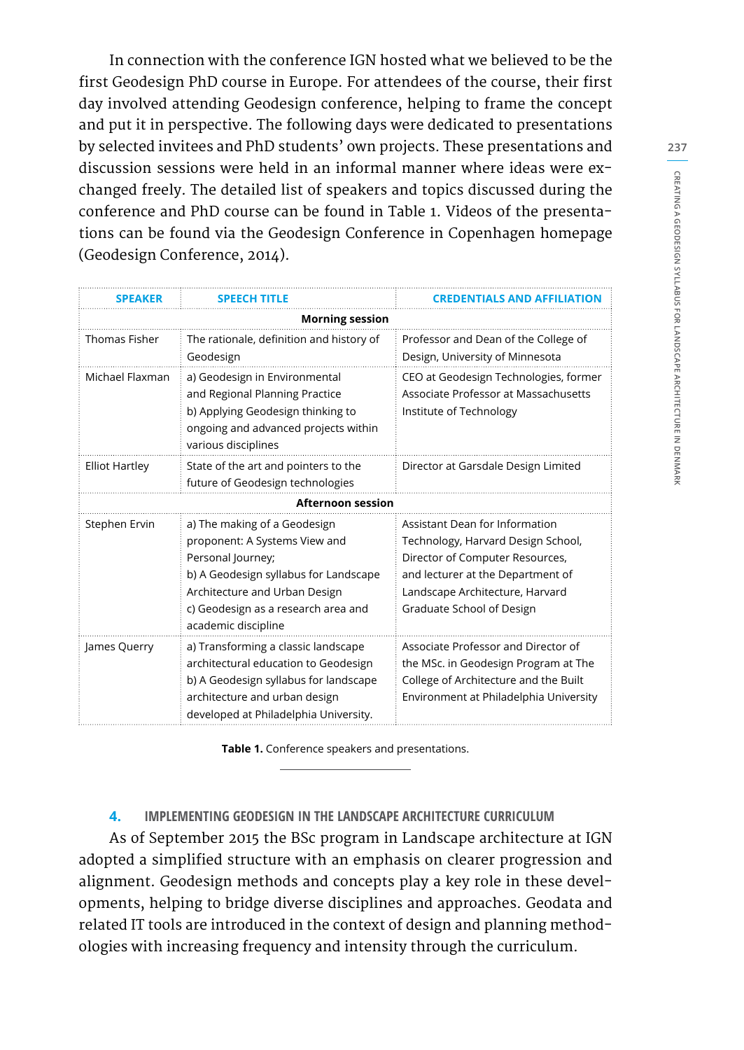In connection with the conference IGN hosted what we believed to be the first Geodesign PhD course in Europe. For attendees of the course, their first day involved attending Geodesign conference, helping to frame the concept and put it in perspective. The following days were dedicated to presentations by selected invitees and PhD students' own projects. These presentations and discussion sessions were held in an informal manner where ideas were exchanged freely. The detailed list of speakers and topics discussed during the conference and PhD course can be found in Table 1. Videos of the presentations can be found via the Geodesign Conference in Copenhagen homepage (Geodesign Conference, 2014).

| SPEAKER | SPEECH TITLE | CREDENTIALS AND AFFILIATION |
|---|---|---|
| **Morning session** | | |
| Thomas Fisher | The rationale, definition and history of Geodesign | Professor and Dean of the College of Design, University of Minnesota |
| Michael Flaxman | a) Geodesign in Environmental and Regional Planning Practice<br>b) Applying Geodesign thinking to ongoing and advanced projects within various disciplines | CEO at Geodesign Technologies, former Associate Professor at Massachusetts Institute of Technology |
| Elliot Hartley | State of the art and pointers to the future of Geodesign technologies | Director at Garsdale Design Limited |
| **Afternoon session** | | |
| Stephen Ervin | a) The making of a Geodesign proponent: A Systems View and Personal Journey;<br>b) A Geodesign syllabus for Landscape Architecture and Urban Design<br>c) Geodesign as a research area and academic discipline | Assistant Dean for Information Technology, Harvard Design School, Director of Computer Resources, and lecturer at the Department of Landscape Architecture, Harvard Graduate School of Design |
| James Querry | a) Transforming a classic landscape architectural education to Geodesign<br>b) A Geodesign syllabus for landscape architecture and urban design developed at Philadelphia University. | Associate Professor and Director of the MSc. in Geodesign Program at The College of Architecture and the Built Environment at Philadelphia University |

**Table 1.** Conference speakers and presentations.

## 4. IMPLEMENTING GEODESIGN IN THE LANDSCAPE ARCHITECTURE CURRICULUM

As of September 2015 the BSc program in Landscape architecture at IGN adopted a simplified structure with an emphasis on clearer progression and alignment. Geodesign methods and concepts play a key role in these developments, helping to bridge diverse disciplines and approaches. Geodata and related IT tools are introduced in the context of design and planning methodologies with increasing frequency and intensity through the curriculum.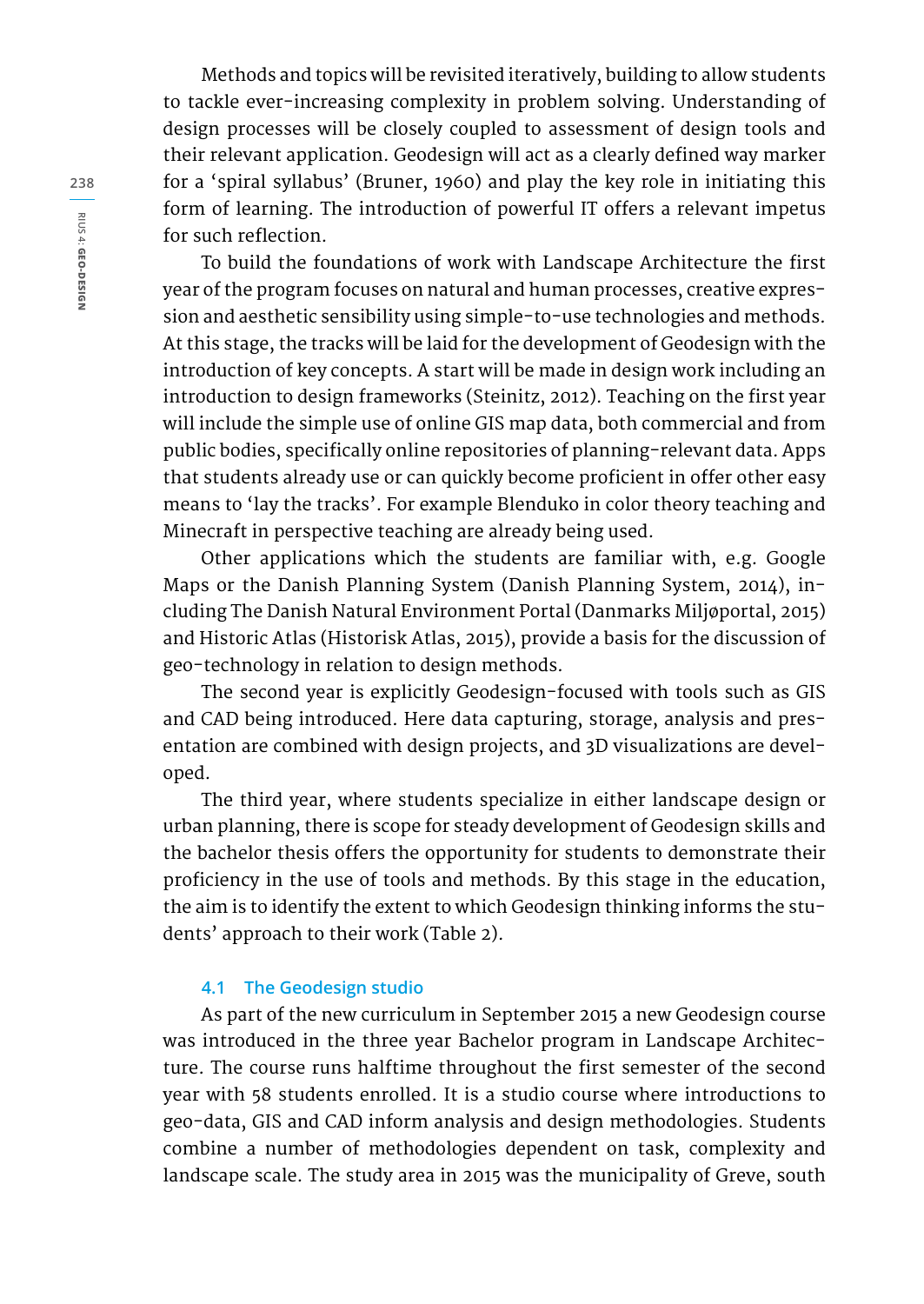Methods and topics will be revisited iteratively, building to allow students to tackle ever-increasing complexity in problem solving. Understanding of design processes will be closely coupled to assessment of design tools and their relevant application. Geodesign will act as a clearly defined way marker for a 'spiral syllabus' (Bruner, 1960) and play the key role in initiating this form of learning. The introduction of powerful IT offers a relevant impetus for such reflection.

To build the foundations of work with Landscape Architecture the first year of the program focuses on natural and human processes, creative expression and aesthetic sensibility using simple-to-use technologies and methods. At this stage, the tracks will be laid for the development of Geodesign with the introduction of key concepts. A start will be made in design work including an introduction to design frameworks (Steinitz, 2012). Teaching on the first year will include the simple use of online GIS map data, both commercial and from public bodies, specifically online repositories of planning-relevant data. Apps that students already use or can quickly become proficient in offer other easy means to 'lay the tracks'. For example Blenduko in color theory teaching and Minecraft in perspective teaching are already being used.

Other applications which the students are familiar with, e.g. Google Maps or the Danish Planning System (Danish Planning System, 2014), including The Danish Natural Environment Portal (Danmarks Miljøportal, 2015) and Historic Atlas (Historisk Atlas, 2015), provide a basis for the discussion of geo-technology in relation to design methods.

The second year is explicitly Geodesign-focused with tools such as GIS and CAD being introduced. Here data capturing, storage, analysis and presentation are combined with design projects, and 3D visualizations are developed.

The third year, where students specialize in either landscape design or urban planning, there is scope for steady development of Geodesign skills and the bachelor thesis offers the opportunity for students to demonstrate their proficiency in the use of tools and methods. By this stage in the education, the aim is to identify the extent to which Geodesign thinking informs the students' approach to their work (Table 2).

### 4.1 The Geodesign studio

As part of the new curriculum in September 2015 a new Geodesign course was introduced in the three year Bachelor program in Landscape Architecture. The course runs halftime throughout the first semester of the second year with 58 students enrolled. It is a studio course where introductions to geo-data, GIS and CAD inform analysis and design methodologies. Students combine a number of methodologies dependent on task, complexity and landscape scale. The study area in 2015 was the municipality of Greve, south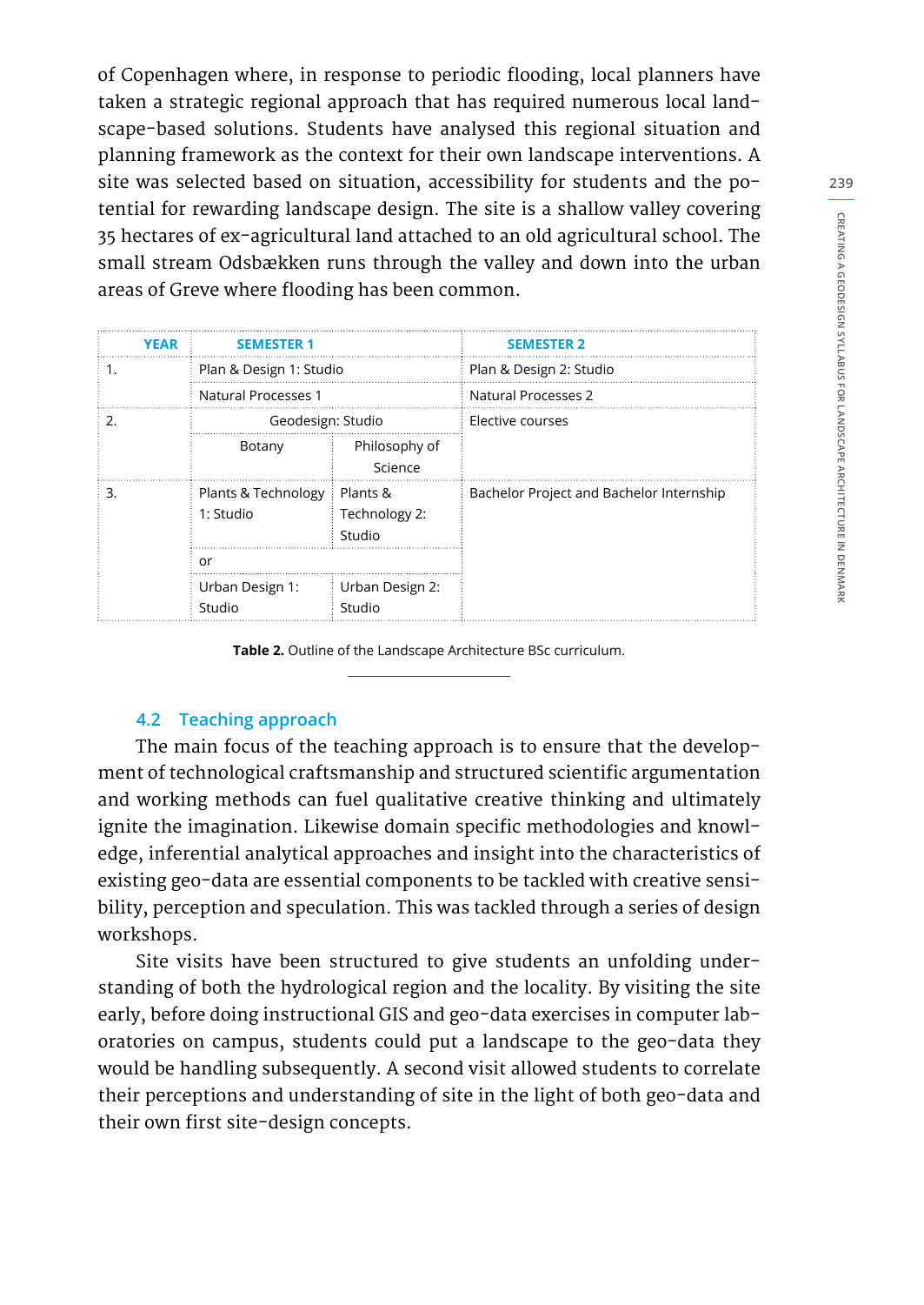of Copenhagen where, in response to periodic flooding, local planners have taken a strategic regional approach that has required numerous local landscape-based solutions. Students have analysed this regional situation and planning framework as the context for their own landscape interventions. A site was selected based on situation, accessibility for students and the potential for rewarding landscape design. The site is a shallow valley covering 35 hectares of ex-agricultural land attached to an old agricultural school. The small stream Odsbækken runs through the valley and down into the urban areas of Greve where flooding has been common.

| YEAR | SEMESTER 1 | | SEMESTER 2 |
|---|---|---|---|
| 1. | Plan & Design 1: Studio | | Plan & Design 2: Studio |
| | Natural Processes 1 | | Natural Processes 2 |
| 2. | Geodesign: Studio | | Elective courses |
| | Botany | Philosophy of Science | |
| 3. | Plants & Technology 1: Studio | Plants & Technology 2: Studio | Bachelor Project and Bachelor Internship |
| | or | | |
| | Urban Design 1: Studio | Urban Design 2: Studio | |

**Table 2.** Outline of the Landscape Architecture BSc curriculum.

## 4.2 Teaching approach

The main focus of the teaching approach is to ensure that the development of technological craftsmanship and structured scientific argumentation and working methods can fuel qualitative creative thinking and ultimately ignite the imagination. Likewise domain specific methodologies and knowledge, inferential analytical approaches and insight into the characteristics of existing geo-data are essential components to be tackled with creative sensibility, perception and speculation. This was tackled through a series of design workshops.

Site visits have been structured to give students an unfolding understanding of both the hydrological region and the locality. By visiting the site early, before doing instructional GIS and geo-data exercises in computer laboratories on campus, students could put a landscape to the geo-data they would be handling subsequently. A second visit allowed students to correlate their perceptions and understanding of site in the light of both geo-data and their own first site-design concepts.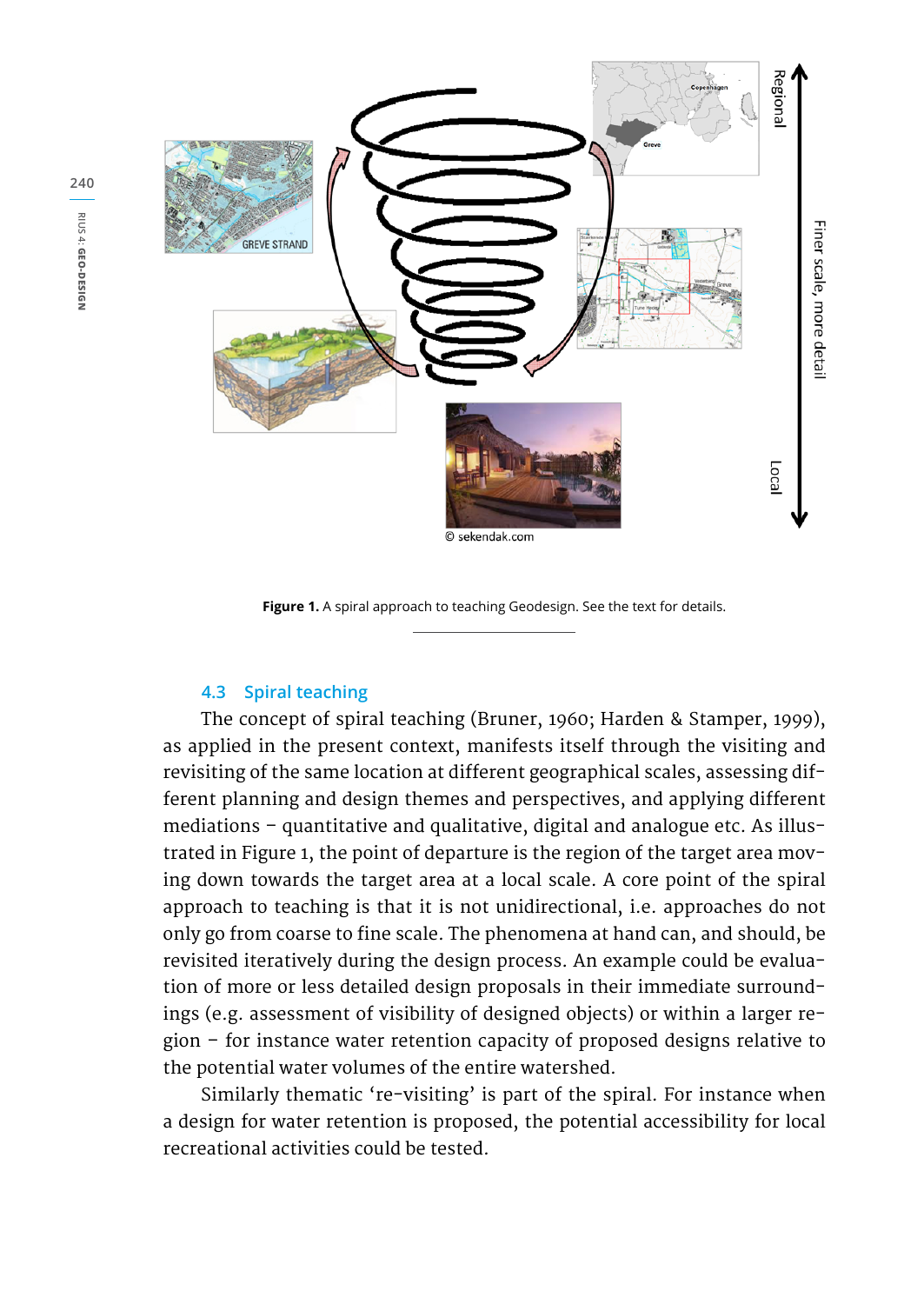Figure 1. A spiral approach to teaching Geodesign. See the text for details.

### 4.3 Spiral teaching

The concept of spiral teaching (Bruner, 1960; Harden & Stamper, 1999), as applied in the present context, manifests itself through the visiting and revisiting of the same location at different geographical scales, assessing different planning and design themes and perspectives, and applying different mediations – quantitative and qualitative, digital and analogue etc. As illustrated in Figure 1, the point of departure is the region of the target area moving down towards the target area at a local scale. A core point of the spiral approach to teaching is that it is not unidirectional, i.e. approaches do not only go from coarse to fine scale. The phenomena at hand can, and should, be revisited iteratively during the design process. An example could be evaluation of more or less detailed design proposals in their immediate surroundings (e.g. assessment of visibility of designed objects) or within a larger region – for instance water retention capacity of proposed designs relative to the potential water volumes of the entire watershed.

Similarly thematic 're-visiting' is part of the spiral. For instance when a design for water retention is proposed, the potential accessibility for local recreational activities could be tested.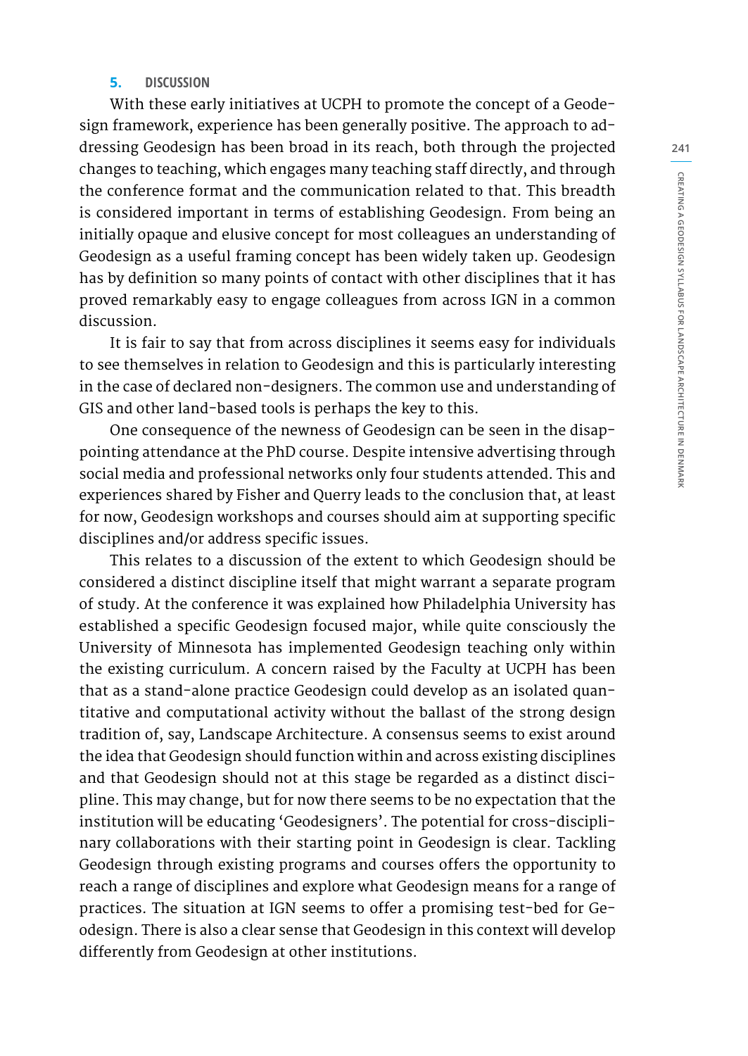## 5. DISCUSSION

With these early initiatives at UCPH to promote the concept of a Geodesign framework, experience has been generally positive. The approach to addressing Geodesign has been broad in its reach, both through the projected changes to teaching, which engages many teaching staff directly, and through the conference format and the communication related to that. This breadth is considered important in terms of establishing Geodesign. From being an initially opaque and elusive concept for most colleagues an understanding of Geodesign as a useful framing concept has been widely taken up. Geodesign has by definition so many points of contact with other disciplines that it has proved remarkably easy to engage colleagues from across IGN in a common discussion.

It is fair to say that from across disciplines it seems easy for individuals to see themselves in relation to Geodesign and this is particularly interesting in the case of declared non-designers. The common use and understanding of GIS and other land-based tools is perhaps the key to this.

One consequence of the newness of Geodesign can be seen in the disappointing attendance at the PhD course. Despite intensive advertising through social media and professional networks only four students attended. This and experiences shared by Fisher and Querry leads to the conclusion that, at least for now, Geodesign workshops and courses should aim at supporting specific disciplines and/or address specific issues.

This relates to a discussion of the extent to which Geodesign should be considered a distinct discipline itself that might warrant a separate program of study. At the conference it was explained how Philadelphia University has established a specific Geodesign focused major, while quite consciously the University of Minnesota has implemented Geodesign teaching only within the existing curriculum. A concern raised by the Faculty at UCPH has been that as a stand-alone practice Geodesign could develop as an isolated quantitative and computational activity without the ballast of the strong design tradition of, say, Landscape Architecture. A consensus seems to exist around the idea that Geodesign should function within and across existing disciplines and that Geodesign should not at this stage be regarded as a distinct discipline. This may change, but for now there seems to be no expectation that the institution will be educating 'Geodesigners'. The potential for cross-disciplinary collaborations with their starting point in Geodesign is clear. Tackling Geodesign through existing programs and courses offers the opportunity to reach a range of disciplines and explore what Geodesign means for a range of practices. The situation at IGN seems to offer a promising test-bed for Geodesign. There is also a clear sense that Geodesign in this context will develop differently from Geodesign at other institutions.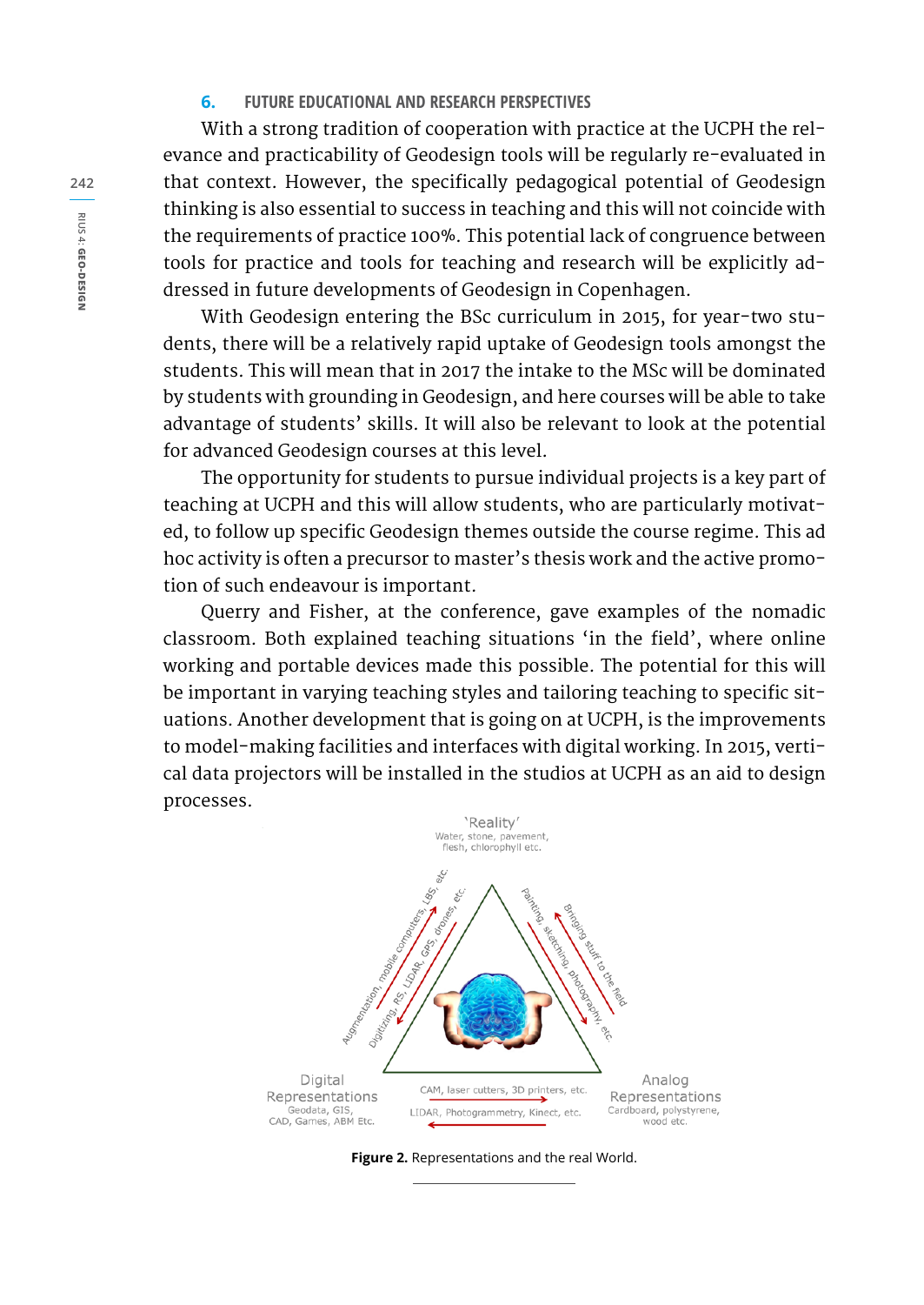## 6. FUTURE EDUCATIONAL AND RESEARCH PERSPECTIVES

With a strong tradition of cooperation with practice at the UCPH the relevance and practicability of Geodesign tools will be regularly re-evaluated in that context. However, the specifically pedagogical potential of Geodesign thinking is also essential to success in teaching and this will not coincide with the requirements of practice 100%. This potential lack of congruence between tools for practice and tools for teaching and research will be explicitly addressed in future developments of Geodesign in Copenhagen.

With Geodesign entering the BSc curriculum in 2015, for year-two students, there will be a relatively rapid uptake of Geodesign tools amongst the students. This will mean that in 2017 the intake to the MSc will be dominated by students with grounding in Geodesign, and here courses will be able to take advantage of students' skills. It will also be relevant to look at the potential for advanced Geodesign courses at this level.

The opportunity for students to pursue individual projects is a key part of teaching at UCPH and this will allow students, who are particularly motivated, to follow up specific Geodesign themes outside the course regime. This ad hoc activity is often a precursor to master's thesis work and the active promotion of such endeavour is important.

Querry and Fisher, at the conference, gave examples of the nomadic classroom. Both explained teaching situations 'in the field', where online working and portable devices made this possible. The potential for this will be important in varying teaching styles and tailoring teaching to specific situations. Another development that is going on at UCPH, is the improvements to model-making facilities and interfaces with digital working. In 2015, vertical data projectors will be installed in the studios at UCPH as an aid to design processes.

**Figure 2.** Representations and the real World.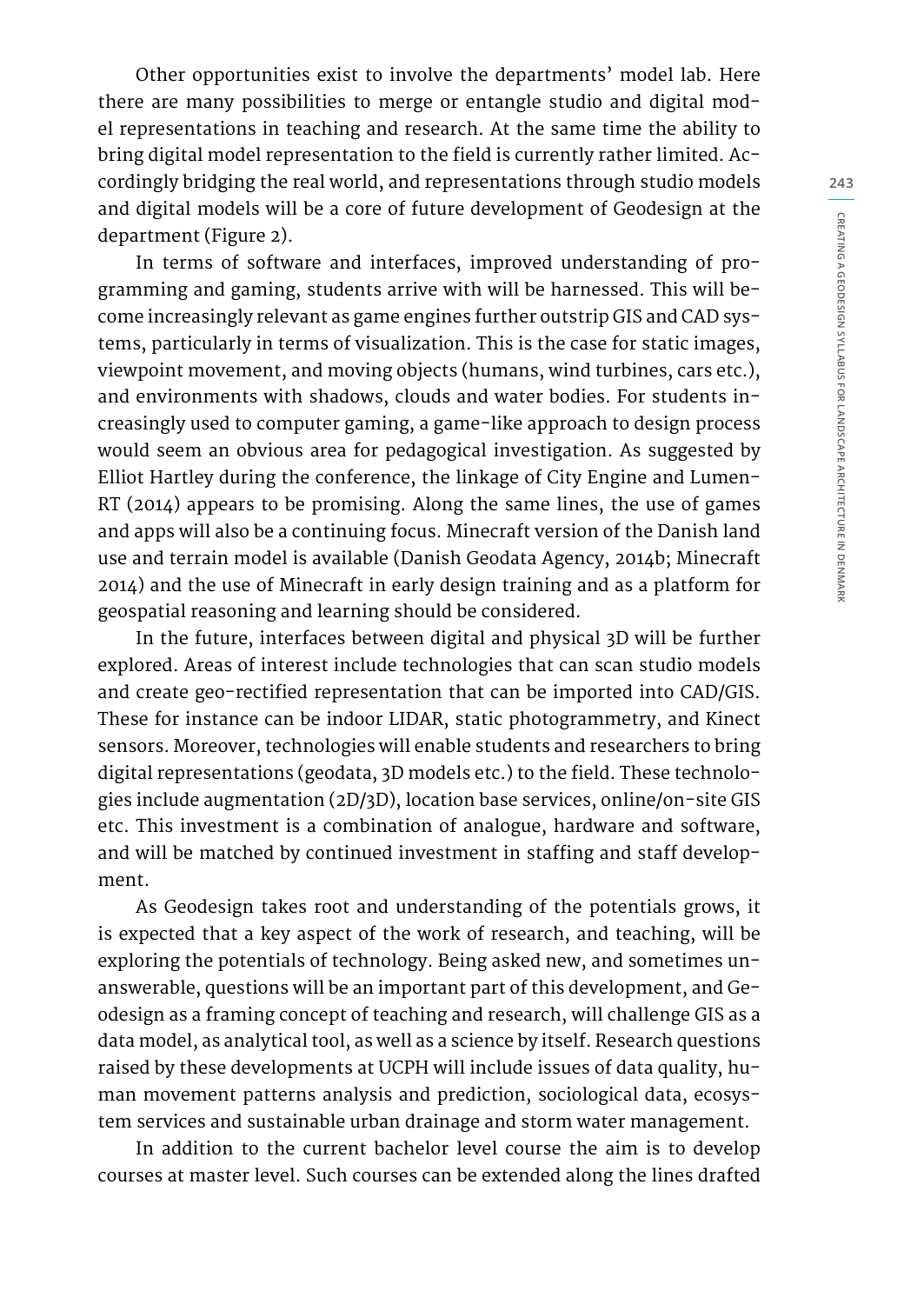Other opportunities exist to involve the departments' model lab. Here there are many possibilities to merge or entangle studio and digital model representations in teaching and research. At the same time the ability to bring digital model representation to the field is currently rather limited. Accordingly bridging the real world, and representations through studio models and digital models will be a core of future development of Geodesign at the department (Figure 2).

In terms of software and interfaces, improved understanding of programming and gaming, students arrive with will be harnessed. This will become increasingly relevant as game engines further outstrip GIS and CAD systems, particularly in terms of visualization. This is the case for static images, viewpoint movement, and moving objects (humans, wind turbines, cars etc.), and environments with shadows, clouds and water bodies. For students increasingly used to computer gaming, a game-like approach to design process would seem an obvious area for pedagogical investigation. As suggested by Elliot Hartley during the conference, the linkage of City Engine and Lumen-RT (2014) appears to be promising. Along the same lines, the use of games and apps will also be a continuing focus. Minecraft version of the Danish land use and terrain model is available (Danish Geodata Agency, 2014b; Minecraft 2014) and the use of Minecraft in early design training and as a platform for geospatial reasoning and learning should be considered.

In the future, interfaces between digital and physical 3D will be further explored. Areas of interest include technologies that can scan studio models and create geo-rectified representation that can be imported into CAD/GIS. These for instance can be indoor LIDAR, static photogrammetry, and Kinect sensors. Moreover, technologies will enable students and researchers to bring digital representations (geodata, 3D models etc.) to the field. These technologies include augmentation (2D/3D), location base services, online/on-site GIS etc. This investment is a combination of analogue, hardware and software, and will be matched by continued investment in staffing and staff development.

As Geodesign takes root and understanding of the potentials grows, it is expected that a key aspect of the work of research, and teaching, will be exploring the potentials of technology. Being asked new, and sometimes unanswerable, questions will be an important part of this development, and Geodesign as a framing concept of teaching and research, will challenge GIS as a data model, as analytical tool, as well as a science by itself. Research questions raised by these developments at UCPH will include issues of data quality, human movement patterns analysis and prediction, sociological data, ecosystem services and sustainable urban drainage and storm water management.

In addition to the current bachelor level course the aim is to develop courses at master level. Such courses can be extended along the lines drafted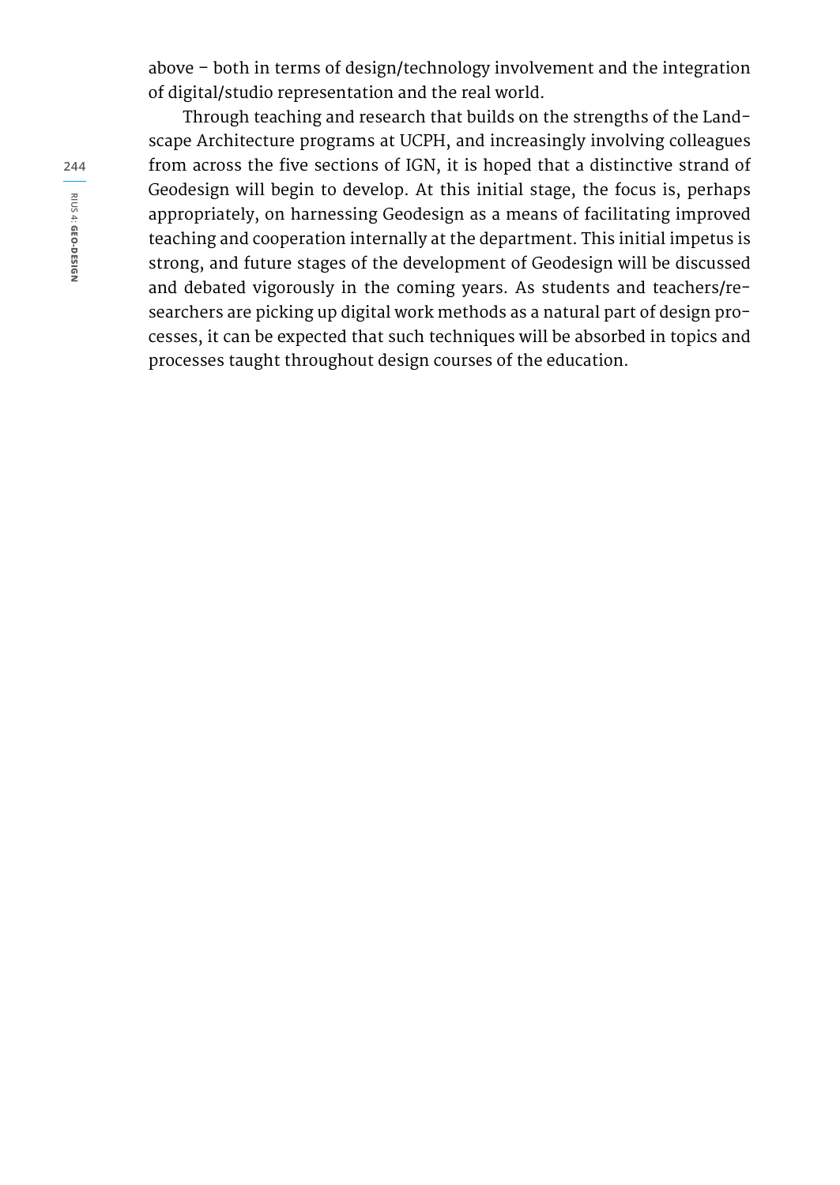above – both in terms of design/technology involvement and the integration of digital/studio representation and the real world.

Through teaching and research that builds on the strengths of the Landscape Architecture programs at UCPH, and increasingly involving colleagues from across the five sections of IGN, it is hoped that a distinctive strand of Geodesign will begin to develop. At this initial stage, the focus is, perhaps appropriately, on harnessing Geodesign as a means of facilitating improved teaching and cooperation internally at the department. This initial impetus is strong, and future stages of the development of Geodesign will be discussed and debated vigorously in the coming years. As students and teachers/researchers are picking up digital work methods as a natural part of design processes, it can be expected that such techniques will be absorbed in topics and processes taught throughout design courses of the education.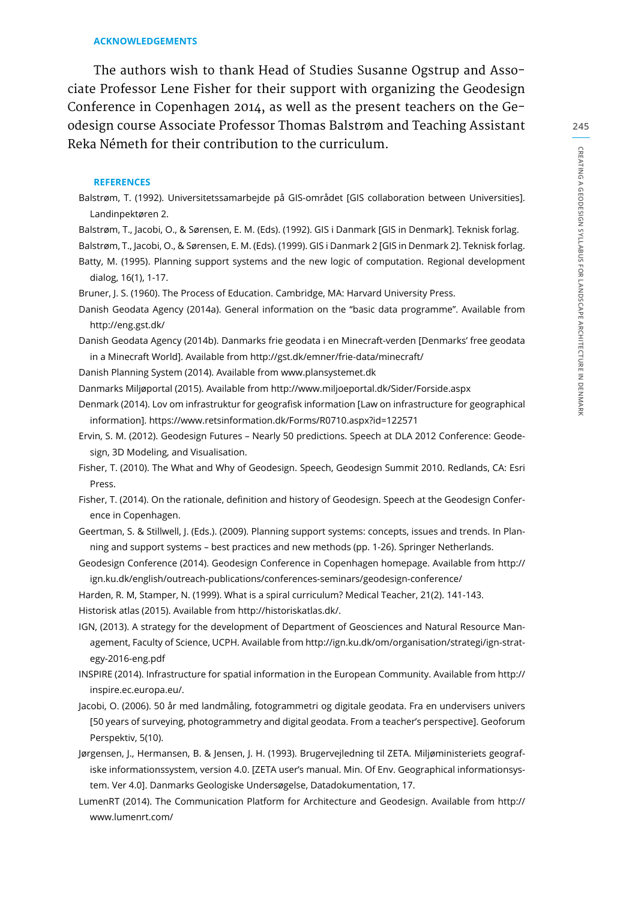## ACKNOWLEDGEMENTS

The authors wish to thank Head of Studies Susanne Ogstrup and Associate Professor Lene Fisher for their support with organizing the Geodesign Conference in Copenhagen 2014, as well as the present teachers on the Geodesign course Associate Professor Thomas Balstrøm and Teaching Assistant Reka Németh for their contribution to the curriculum.

## REFERENCES

Balstrøm, T. (1992). Universitetssamarbejde på GIS-området [GIS collaboration between Universities]. Landinpektøren 2.

Balstrøm, T., Jacobi, O., & Sørensen, E. M. (Eds). (1992). GIS i Danmark [GIS in Denmark]. Teknisk forlag.

Balstrøm, T., Jacobi, O., & Sørensen, E. M. (Eds). (1999). GIS i Danmark 2 [GIS in Denmark 2]. Teknisk forlag.

Batty, M. (1995). Planning support systems and the new logic of computation. Regional development dialog, 16(1), 1-17.

Bruner, J. S. (1960). The Process of Education. Cambridge, MA: Harvard University Press.

Danish Geodata Agency (2014a). General information on the "basic data programme". Available from http://eng.gst.dk/

Danish Geodata Agency (2014b). Danmarks frie geodata i en Minecraft-verden [Denmarks' free geodata in a Minecraft World]. Available from http://gst.dk/emner/frie-data/minecraft/

Danish Planning System (2014). Available from www.plansystemet.dk

Danmarks Miljøportal (2015). Available from http://www.miljoeportal.dk/Sider/Forside.aspx

Denmark (2014). Lov om infrastruktur for geografisk information [Law on infrastructure for geographical information]. https://www.retsinformation.dk/Forms/R0710.aspx?id=122571

Ervin, S. M. (2012). Geodesign Futures – Nearly 50 predictions. Speech at DLA 2012 Conference: Geodesign, 3D Modeling, and Visualisation.

Fisher, T. (2010). The What and Why of Geodesign. Speech, Geodesign Summit 2010. Redlands, CA: Esri Press.

Fisher, T. (2014). On the rationale, definition and history of Geodesign. Speech at the Geodesign Conference in Copenhagen.

Geertman, S. & Stillwell, J. (Eds.). (2009). Planning support systems: concepts, issues and trends. In Planning and support systems – best practices and new methods (pp. 1-26). Springer Netherlands.

Geodesign Conference (2014). Geodesign Conference in Copenhagen homepage. Available from http://ign.ku.dk/english/outreach-publications/conferences-seminars/geodesign-conference/

Harden, R. M, Stamper, N. (1999). What is a spiral curriculum? Medical Teacher, 21(2). 141-143.

Historisk atlas (2015). Available from http://historiskatlas.dk/.

IGN, (2013). A strategy for the development of Department of Geosciences and Natural Resource Management, Faculty of Science, UCPH. Available from http://ign.ku.dk/om/organisation/strategi/ign-strategy-2016-eng.pdf

INSPIRE (2014). Infrastructure for spatial information in the European Community. Available from http://inspire.ec.europa.eu/.

Jacobi, O. (2006). 50 år med landmåling, fotogrammetri og digitale geodata. Fra en undervisers univers [50 years of surveying, photogrammetry and digital geodata. From a teacher's perspective]. Geoforum Perspektiv, 5(10).

Jørgensen, J., Hermansen, B. & Jensen, J. H. (1993). Brugervejledning til ZETA. Miljøministeriets geografiske informationssystem, version 4.0. [ZETA user's manual. Min. Of Env. Geographical informationsystem. Ver 4.0]. Danmarks Geologiske Undersøgelse, Datadokumentation, 17.

LumenRT (2014). The Communication Platform for Architecture and Geodesign. Available from http://www.lumenrt.com/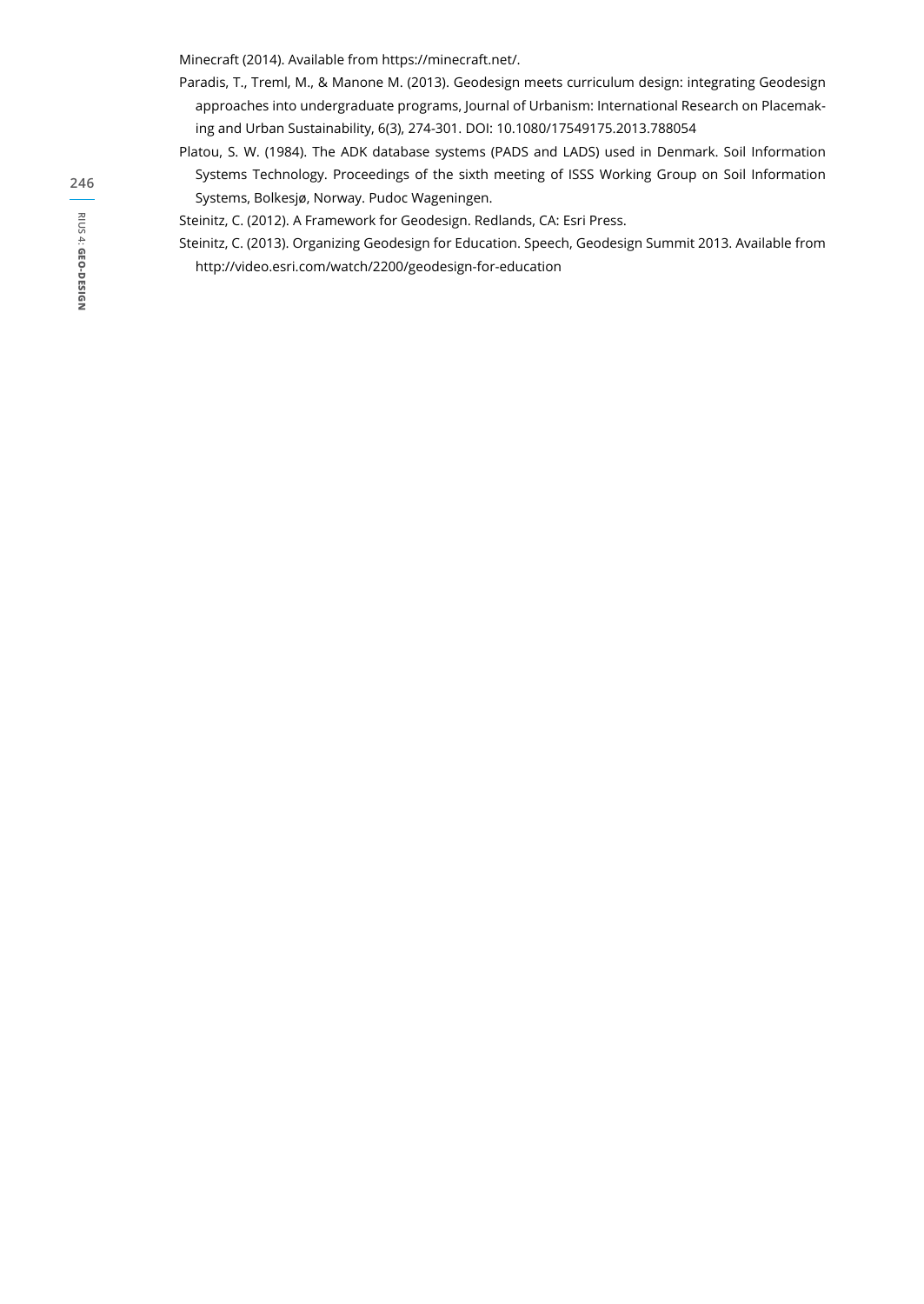Minecraft (2014). Available from https://minecraft.net/.

Paradis, T., Treml, M., & Manone M. (2013). Geodesign meets curriculum design: integrating Geodesign approaches into undergraduate programs, Journal of Urbanism: International Research on Placemaking and Urban Sustainability, 6(3), 274-301. DOI: 10.1080/17549175.2013.788054

Platou, S. W. (1984). The ADK database systems (PADS and LADS) used in Denmark. Soil Information Systems Technology. Proceedings of the sixth meeting of ISSS Working Group on Soil Information Systems, Bolkesjø, Norway. Pudoc Wageningen.

Steinitz, C. (2012). A Framework for Geodesign. Redlands, CA: Esri Press.

Steinitz, C. (2013). Organizing Geodesign for Education. Speech, Geodesign Summit 2013. Available from http://video.esri.com/watch/2200/geodesign-for-education